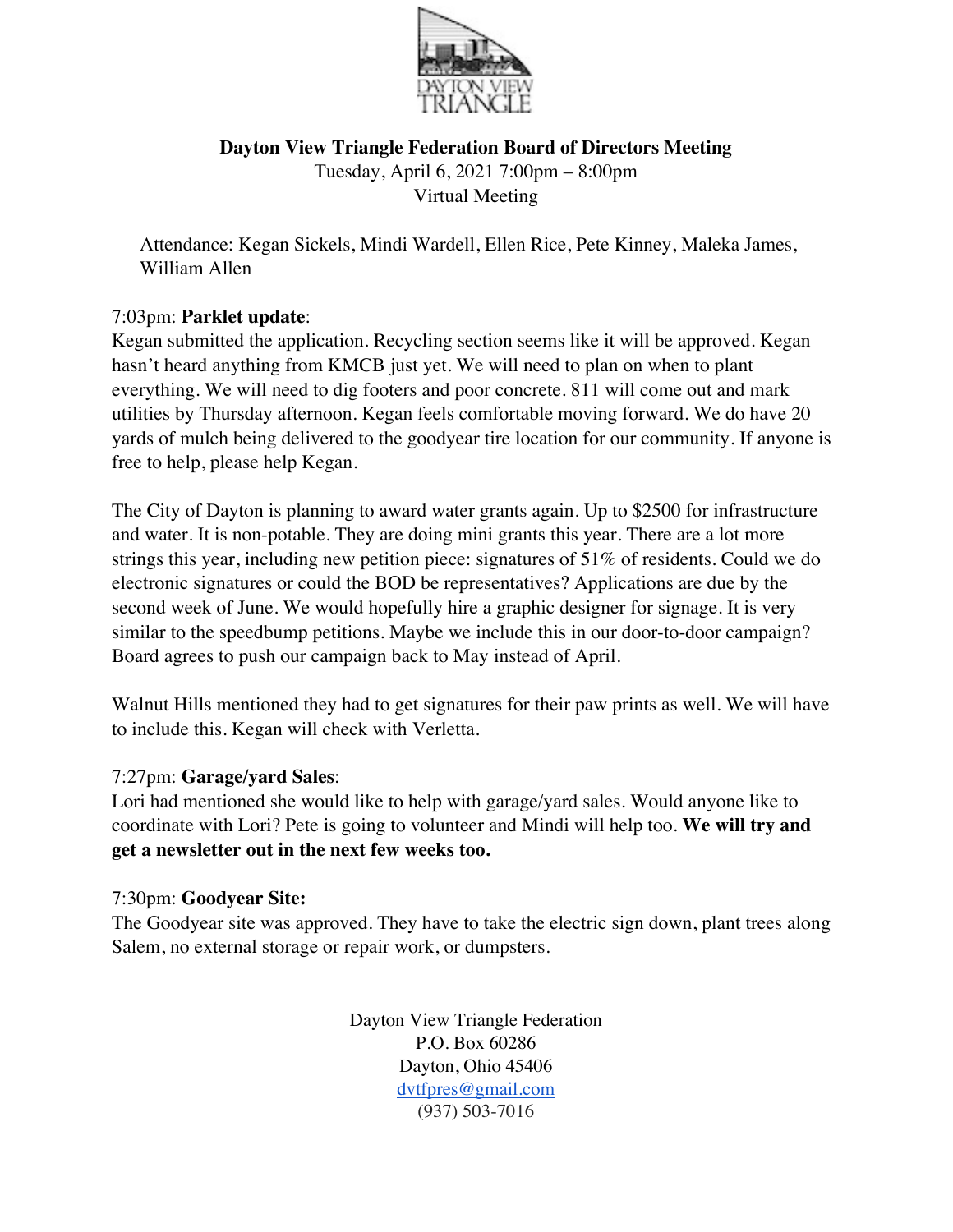**Dayton View Triangle Federation Board of Directors Meeting**

Tuesday, April 6, 2021 7:00pm – 8:00pm

Virtual Meeting

Attendance: Kegan Sickels, Mindi Wardell, Ellen Rice, Pete Kinney, Maleka James, William Allen

7:03pm: **Parklet update**:

Kegan submitted the application. Recycling section seems like it will be approved. Kegan hasn't heard anything from KMCB just yet. We will need to plan on when to plant everything. We will need to dig footers and poor concrete. 811 will come out and mark utilities by Thursday afternoon. Kegan feels comfortable moving forward. We do have 20 yards of mulch being delivered to the goodyear tire location for our community. If anyone is free to help, please help Kegan.

The City of Dayton is planning to award water grants again. Up to $2500 for infrastructure and water. It is non-potable. They are doing mini grants this year. There are a lot more strings this year, including new petition piece: signatures of 51% of residents. Could we do electronic signatures or could the BOD be representatives? Applications are due by the second week of June. We would hopefully hire a graphic designer for signage. It is very similar to the speedbump petitions. Maybe we include this in our door-to-door campaign? Board agrees to push our campaign back to May instead of April.

Walnut Hills mentioned they had to get signatures for their paw prints as well. We will have to include this. Kegan will check with Verletta.

7:27pm: **Garage/yard Sales**:

Lori had mentioned she would like to help with garage/yard sales. Would anyone like to coordinate with Lori? Pete is going to volunteer and Mindi will help too. **We will try and get a newsletter out in the next few weeks too.**

7:30pm: **Goodyear Site:**

The Goodyear site was approved. They have to take the electric sign down, plant trees along Salem, no external storage or repair work, or dumpsters.

Dayton View Triangle Federation
P.O. Box 60286
Dayton, Ohio 45406
dvtfpres@gmail.com
(937) 503-7016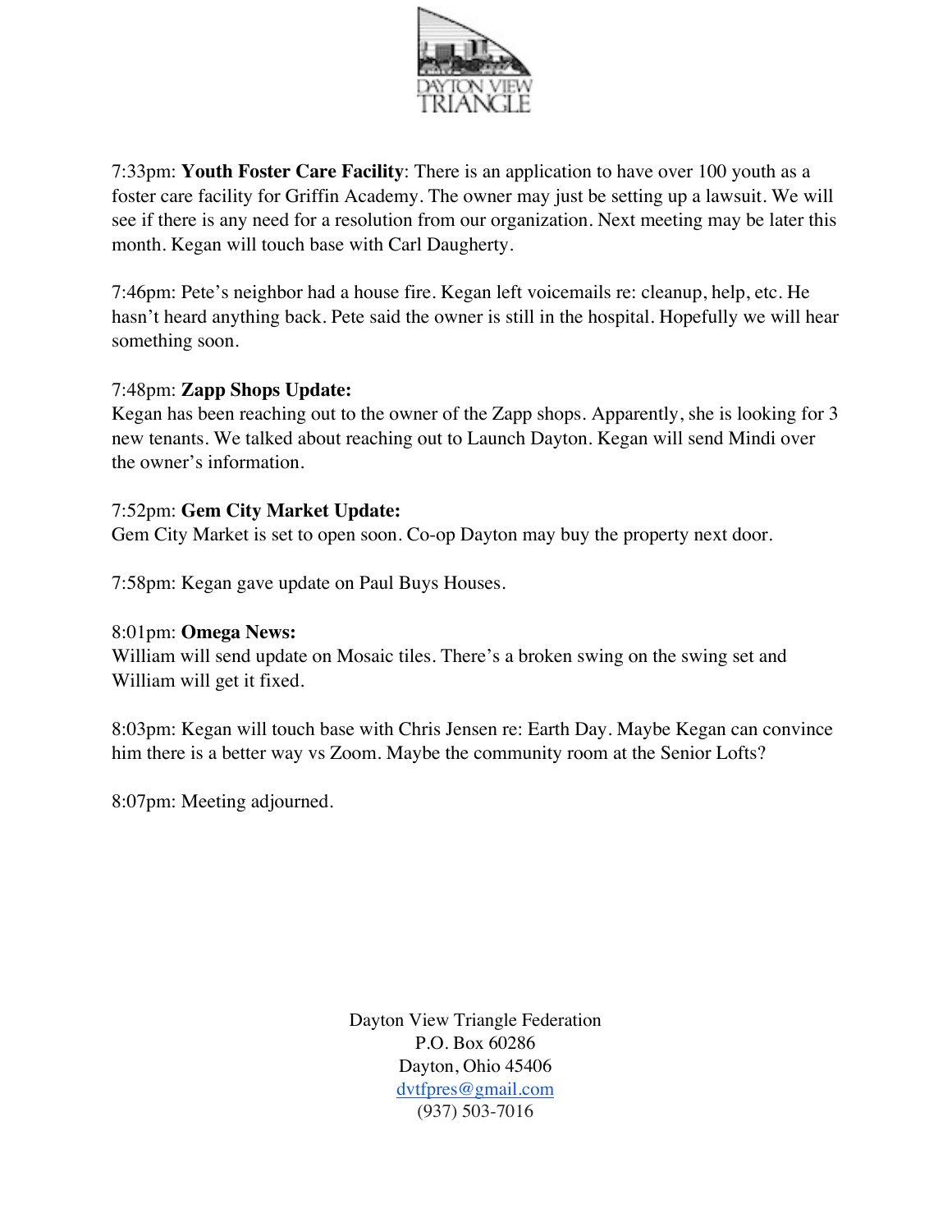7:33pm: **Youth Foster Care Facility**: There is an application to have over 100 youth as a foster care facility for Griffin Academy. The owner may just be setting up a lawsuit. We will see if there is any need for a resolution from our organization. Next meeting may be later this month. Kegan will touch base with Carl Daugherty.

7:46pm: Pete's neighbor had a house fire. Kegan left voicemails re: cleanup, help, etc. He hasn't heard anything back. Pete said the owner is still in the hospital. Hopefully we will hear something soon.

7:48pm: **Zapp Shops Update:**
Kegan has been reaching out to the owner of the Zapp shops. Apparently, she is looking for 3 new tenants. We talked about reaching out to Launch Dayton. Kegan will send Mindi over the owner's information.

7:52pm: **Gem City Market Update:**
Gem City Market is set to open soon. Co-op Dayton may buy the property next door.

7:58pm: Kegan gave update on Paul Buys Houses.

8:01pm: **Omega News:**
William will send update on Mosaic tiles. There's a broken swing on the swing set and William will get it fixed.

8:03pm: Kegan will touch base with Chris Jensen re: Earth Day. Maybe Kegan can convince him there is a better way vs Zoom. Maybe the community room at the Senior Lofts?

8:07pm: Meeting adjourned.

Dayton View Triangle Federation
P.O. Box 60286
Dayton, Ohio 45406
dvtfpres@gmail.com
(937) 503-7016